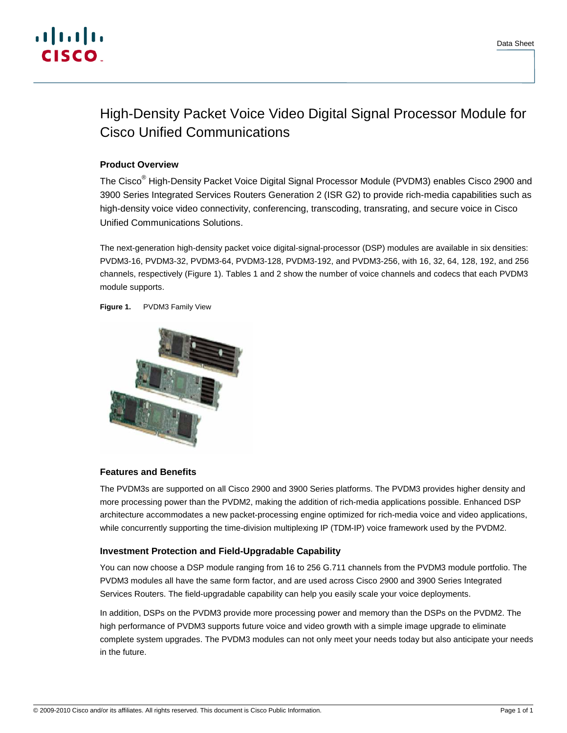# High-Density Packet Voice Video Digital Signal Processor Module for Cisco Unified Communications

## Product Overview

The Cisco® High-Density Packet Voice Digital Signal Processor Module (PVDM3) enables Cisco 2900 and 3900 Series Integrated Services Routers Generation 2 (ISR G2) to provide rich-media capabilities such as high-density voice video connectivity, conferencing, transcoding, transrating, and secure voice in Cisco Unified Communications Solutions.

The next-generation high-density packet voice digital-signal-processor (DSP) modules are available in six densities: PVDM3-16, PVDM3-32, PVDM3-64, PVDM3-128, PVDM3-192, and PVDM3-256, with 16, 32, 64, 128, 192, and 256 channels, respectively (Figure 1). Tables 1 and 2 show the number of voice channels and codecs that each PVDM3 module supports.

**Figure 1.** PVDM3 Family View

## Features and Benefits

The PVDM3s are supported on all Cisco 2900 and 3900 Series platforms. The PVDM3 provides higher density and more processing power than the PVDM2, making the addition of rich-media applications possible. Enhanced DSP architecture accommodates a new packet-processing engine optimized for rich-media voice and video applications, while concurrently supporting the time-division multiplexing IP (TDM-IP) voice framework used by the PVDM2.

### Investment Protection and Field-Upgradable Capability

You can now choose a DSP module ranging from 16 to 256 G.711 channels from the PVDM3 module portfolio. The PVDM3 modules all have the same form factor, and are used across Cisco 2900 and 3900 Series Integrated Services Routers. The field-upgradable capability can help you easily scale your voice deployments.

In addition, DSPs on the PVDM3 provide more processing power and memory than the DSPs on the PVDM2. The high performance of PVDM3 supports future voice and video growth with a simple image upgrade to eliminate complete system upgrades. The PVDM3 modules can not only meet your needs today but also anticipate your needs in the future.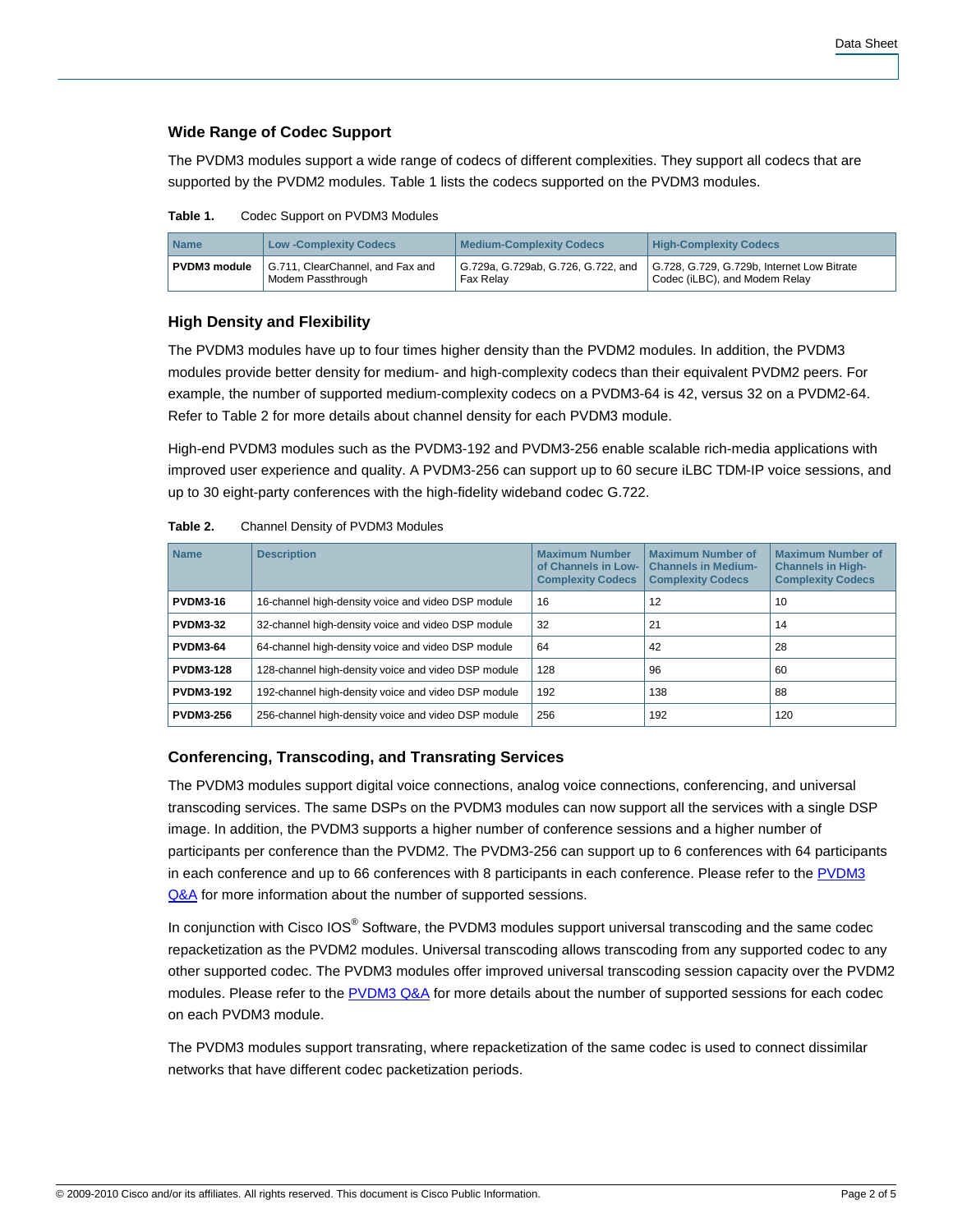### Wide Range of Codec Support

The PVDM3 modules support a wide range of codecs of different complexities. They support all codecs that are supported by the PVDM2 modules. Table 1 lists the codecs supported on the PVDM3 modules.

**Table 1.** Codec Support on PVDM3 Modules

| Name | Low -Complexity Codecs | Medium-Complexity Codecs | High-Complexity Codecs |
| --- | --- | --- | --- |
| **PVDM3 module** | G.711, ClearChannel, and Fax and Modem Passthrough | G.729a, G.729ab, G.726, G.722, and Fax Relay | G.728, G.729, G.729b, Internet Low Bitrate Codec (iLBC), and Modem Relay |

### High Density and Flexibility

The PVDM3 modules have up to four times higher density than the PVDM2 modules. In addition, the PVDM3 modules provide better density for medium- and high-complexity codecs than their equivalent PVDM2 peers. For example, the number of supported medium-complexity codecs on a PVDM3-64 is 42, versus 32 on a PVDM2-64. Refer to Table 2 for more details about channel density for each PVDM3 module.

High-end PVDM3 modules such as the PVDM3-192 and PVDM3-256 enable scalable rich-media applications with improved user experience and quality. A PVDM3-256 can support up to 60 secure iLBC TDM-IP voice sessions, and up to 30 eight-party conferences with the high-fidelity wideband codec G.722.

**Table 2.** Channel Density of PVDM3 Modules

| Name | Description | Maximum Number of Channels in Low-Complexity Codecs | Maximum Number of Channels in Medium-Complexity Codecs | Maximum Number of Channels in High-Complexity Codecs |
| --- | --- | --- | --- | --- |
| **PVDM3-16** | 16-channel high-density voice and video DSP module | 16 | 12 | 10 |
| **PVDM3-32** | 32-channel high-density voice and video DSP module | 32 | 21 | 14 |
| **PVDM3-64** | 64-channel high-density voice and video DSP module | 64 | 42 | 28 |
| **PVDM3-128** | 128-channel high-density voice and video DSP module | 128 | 96 | 60 |
| **PVDM3-192** | 192-channel high-density voice and video DSP module | 192 | 138 | 88 |
| **PVDM3-256** | 256-channel high-density voice and video DSP module | 256 | 192 | 120 |

### Conferencing, Transcoding, and Transrating Services

The PVDM3 modules support digital voice connections, analog voice connections, conferencing, and universal transcoding services. The same DSPs on the PVDM3 modules can now support all the services with a single DSP image. In addition, the PVDM3 supports a higher number of conference sessions and a higher number of participants per conference than the PVDM2. The PVDM3-256 can support up to 6 conferences with 64 participants in each conference and up to 66 conferences with 8 participants in each conference. Please refer to the PVDM3 Q&A for more information about the number of supported sessions.

In conjunction with Cisco IOS® Software, the PVDM3 modules support universal transcoding and the same codec repacketization as the PVDM2 modules. Universal transcoding allows transcoding from any supported codec to any other supported codec. The PVDM3 modules offer improved universal transcoding session capacity over the PVDM2 modules. Please refer to the PVDM3 Q&A for more details about the number of supported sessions for each codec on each PVDM3 module.

The PVDM3 modules support transrating, where repacketization of the same codec is used to connect dissimilar networks that have different codec packetization periods.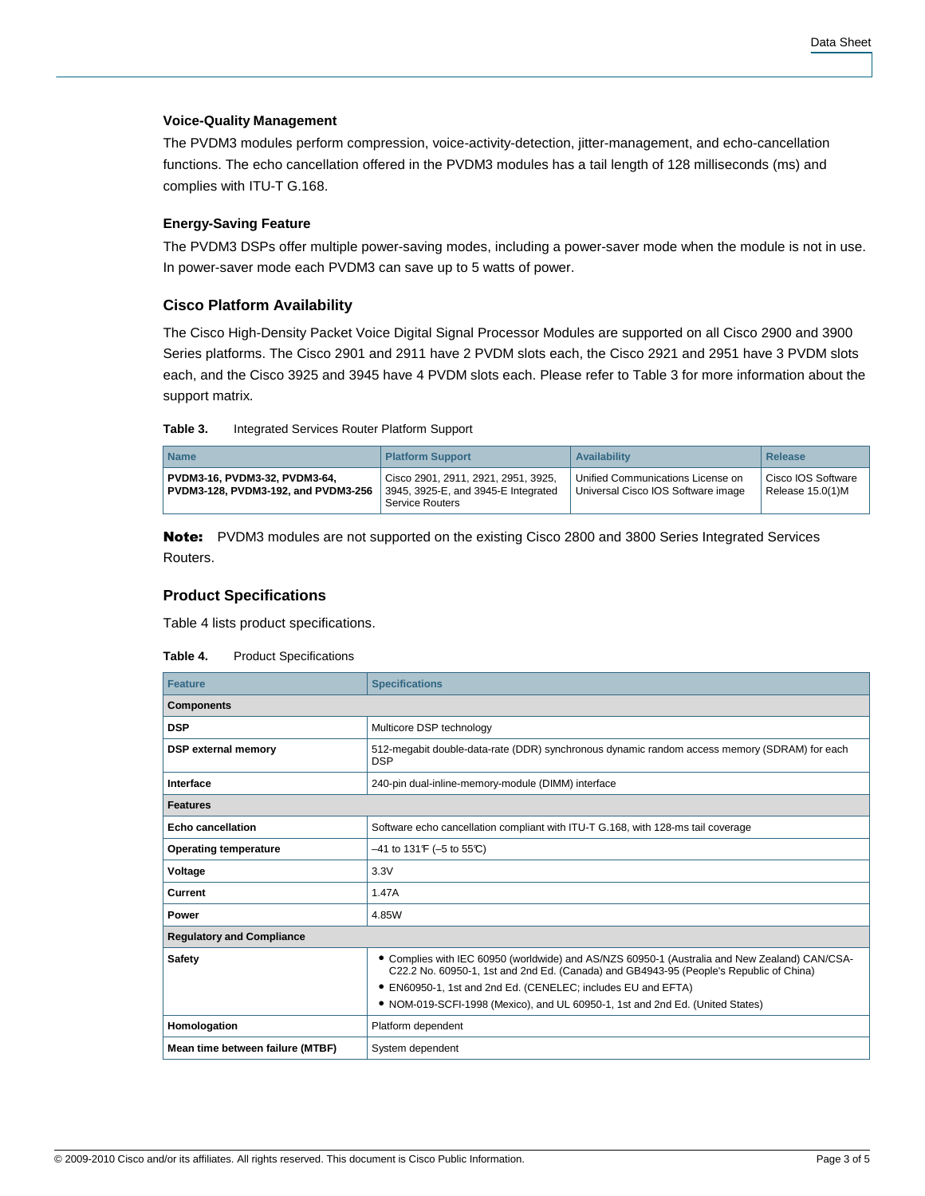### Voice-Quality Management

The PVDM3 modules perform compression, voice-activity-detection, jitter-management, and echo-cancellation functions. The echo cancellation offered in the PVDM3 modules has a tail length of 128 milliseconds (ms) and complies with ITU-T G.168.

### Energy-Saving Feature

The PVDM3 DSPs offer multiple power-saving modes, including a power-saver mode when the module is not in use. In power-saver mode each PVDM3 can save up to 5 watts of power.

## Cisco Platform Availability

The Cisco High-Density Packet Voice Digital Signal Processor Modules are supported on all Cisco 2900 and 3900 Series platforms. The Cisco 2901 and 2911 have 2 PVDM slots each, the Cisco 2921 and 2951 have 3 PVDM slots each, and the Cisco 3925 and 3945 have 4 PVDM slots each. Please refer to Table 3 for more information about the support matrix.

**Table 3.** Integrated Services Router Platform Support

| Name | Platform Support | Availability | Release |
|---|---|---|---|
| **PVDM3-16, PVDM3-32, PVDM3-64, PVDM3-128, PVDM3-192, and PVDM3-256** | Cisco 2901, 2911, 2921, 2951, 3925, 3945, 3925-E, and 3945-E Integrated Service Routers | Unified Communications License on Universal Cisco IOS Software image | Cisco IOS Software Release 15.0(1)M |

**Note:** PVDM3 modules are not supported on the existing Cisco 2800 and 3800 Series Integrated Services Routers.

## Product Specifications

Table 4 lists product specifications.

**Table 4.** Product Specifications

| Feature | Specifications |
|---|---|
| **Components** | |
| **DSP** | Multicore DSP technology |
| **DSP external memory** | 512-megabit double-data-rate (DDR) synchronous dynamic random access memory (SDRAM) for each DSP |
| **Interface** | 240-pin dual-inline-memory-module (DIMM) interface |
| **Features** | |
| **Echo cancellation** | Software echo cancellation compliant with ITU-T G.168, with 128-ms tail coverage |
| **Operating temperature** | –41 to 131°F (–5 to 55°C) |
| **Voltage** | 3.3V |
| **Current** | 1.47A |
| **Power** | 4.85W |
| **Regulatory and Compliance** | |
| **Safety** | • Complies with IEC 60950 (worldwide) and AS/NZS 60950-1 (Australia and New Zealand) CAN/CSA-C22.2 No. 60950-1, 1st and 2nd Ed. (Canada) and GB4943-95 (People's Republic of China)<br>• EN60950-1, 1st and 2nd Ed. (CENELEC; includes EU and EFTA)<br>• NOM-019-SCFI-1998 (Mexico), and UL 60950-1, 1st and 2nd Ed. (United States) |
| **Homologation** | Platform dependent |
| **Mean time between failure (MTBF)** | System dependent |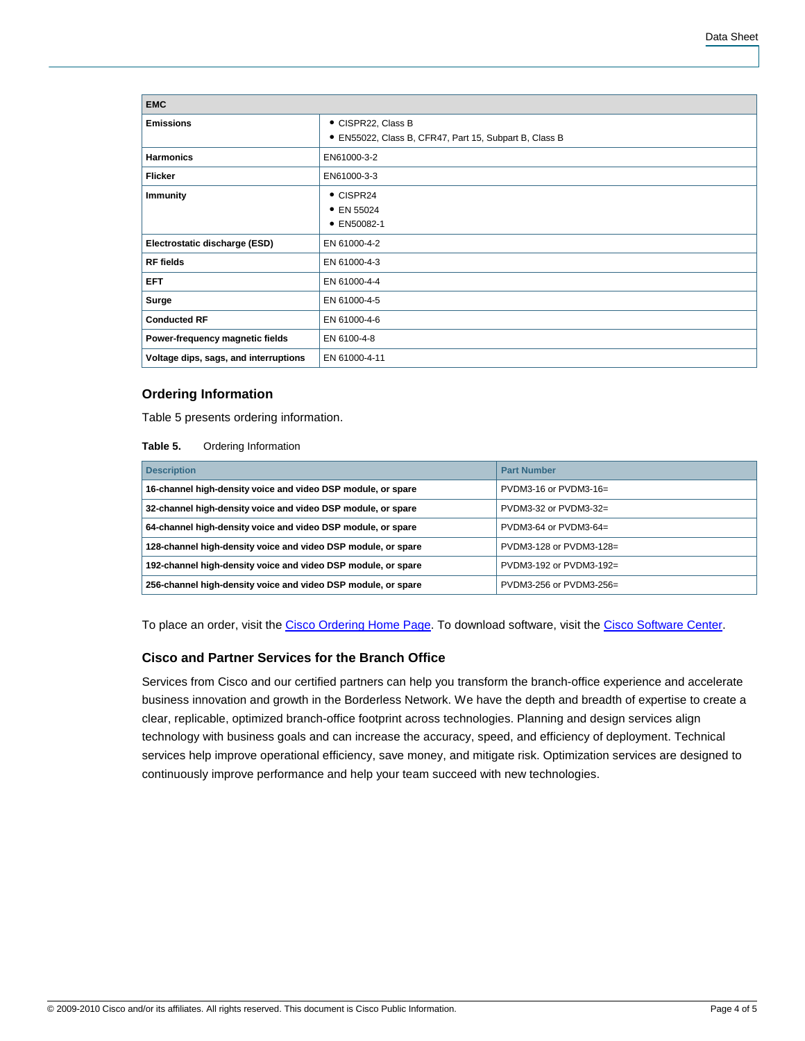| EMC | |
|---|---|
| **Emissions** | • CISPR22, Class B<br>• EN55022, Class B, CFR47, Part 15, Subpart B, Class B |
| **Harmonics** | EN61000-3-2 |
| **Flicker** | EN61000-3-3 |
| **Immunity** | • CISPR24<br>• EN 55024<br>• EN50082-1 |
| **Electrostatic discharge (ESD)** | EN 61000-4-2 |
| **RF fields** | EN 61000-4-3 |
| **EFT** | EN 61000-4-4 |
| **Surge** | EN 61000-4-5 |
| **Conducted RF** | EN 61000-4-6 |
| **Power-frequency magnetic fields** | EN 6100-4-8 |
| **Voltage dips, sags, and interruptions** | EN 61000-4-11 |

### Ordering Information

Table 5 presents ordering information.

**Table 5.** Ordering Information

| Description | Part Number |
|---|---|
| **16-channel high-density voice and video DSP module, or spare** | PVDM3-16 or PVDM3-16= |
| **32-channel high-density voice and video DSP module, or spare** | PVDM3-32 or PVDM3-32= |
| **64-channel high-density voice and video DSP module, or spare** | PVDM3-64 or PVDM3-64= |
| **128-channel high-density voice and video DSP module, or spare** | PVDM3-128 or PVDM3-128= |
| **192-channel high-density voice and video DSP module, or spare** | PVDM3-192 or PVDM3-192= |
| **256-channel high-density voice and video DSP module, or spare** | PVDM3-256 or PVDM3-256= |

To place an order, visit the Cisco Ordering Home Page. To download software, visit the Cisco Software Center.

### Cisco and Partner Services for the Branch Office

Services from Cisco and our certified partners can help you transform the branch-office experience and accelerate business innovation and growth in the Borderless Network. We have the depth and breadth of expertise to create a clear, replicable, optimized branch-office footprint across technologies. Planning and design services align technology with business goals and can increase the accuracy, speed, and efficiency of deployment. Technical services help improve operational efficiency, save money, and mitigate risk. Optimization services are designed to continuously improve performance and help your team succeed with new technologies.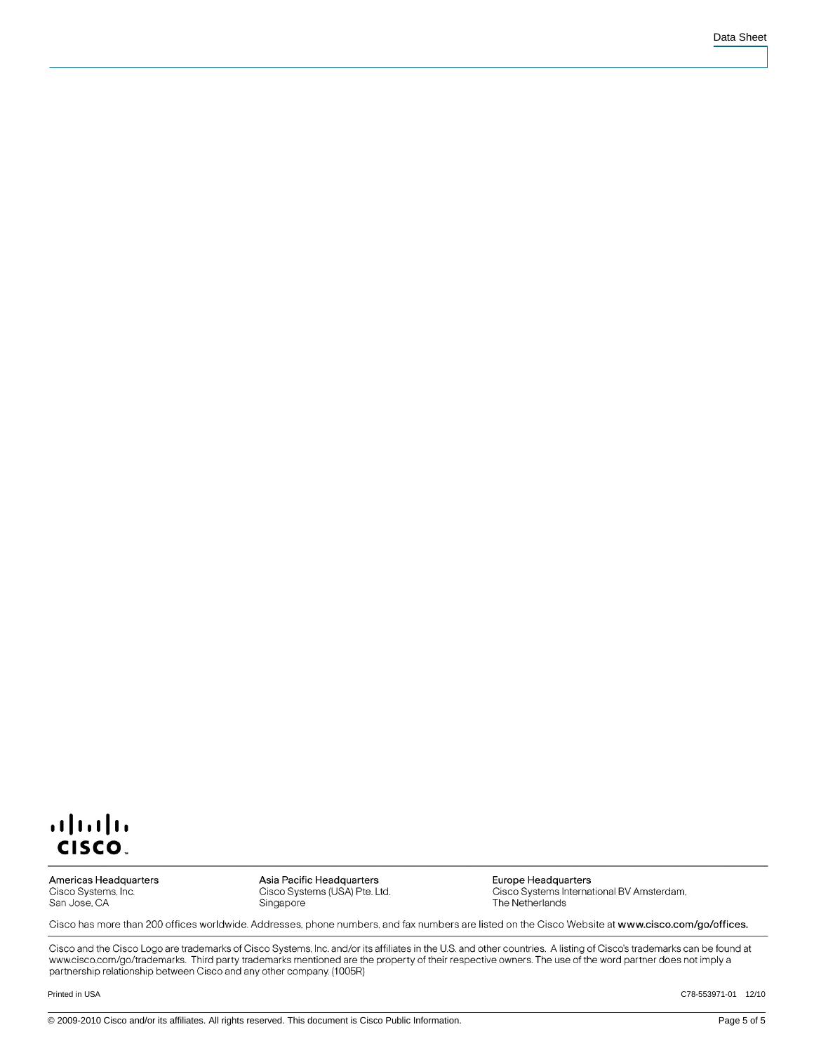Americas Headquarters
Cisco Systems, Inc.
San Jose, CA

Asia Pacific Headquarters
Cisco Systems (USA) Pte. Ltd.
Singapore

Europe Headquarters
Cisco Systems International BV Amsterdam,
The Netherlands

Cisco has more than 200 offices worldwide. Addresses, phone numbers, and fax numbers are listed on the Cisco Website at **www.cisco.com/go/offices.**

Cisco and the Cisco Logo are trademarks of Cisco Systems, Inc. and/or its affiliates in the U.S. and other countries. A listing of Cisco's trademarks can be found at www.cisco.com/go/trademarks. Third party trademarks mentioned are the property of their respective owners. The use of the word partner does not imply a partnership relationship between Cisco and any other company. (1005R)

Printed in USA

C78-553971-01 12/10